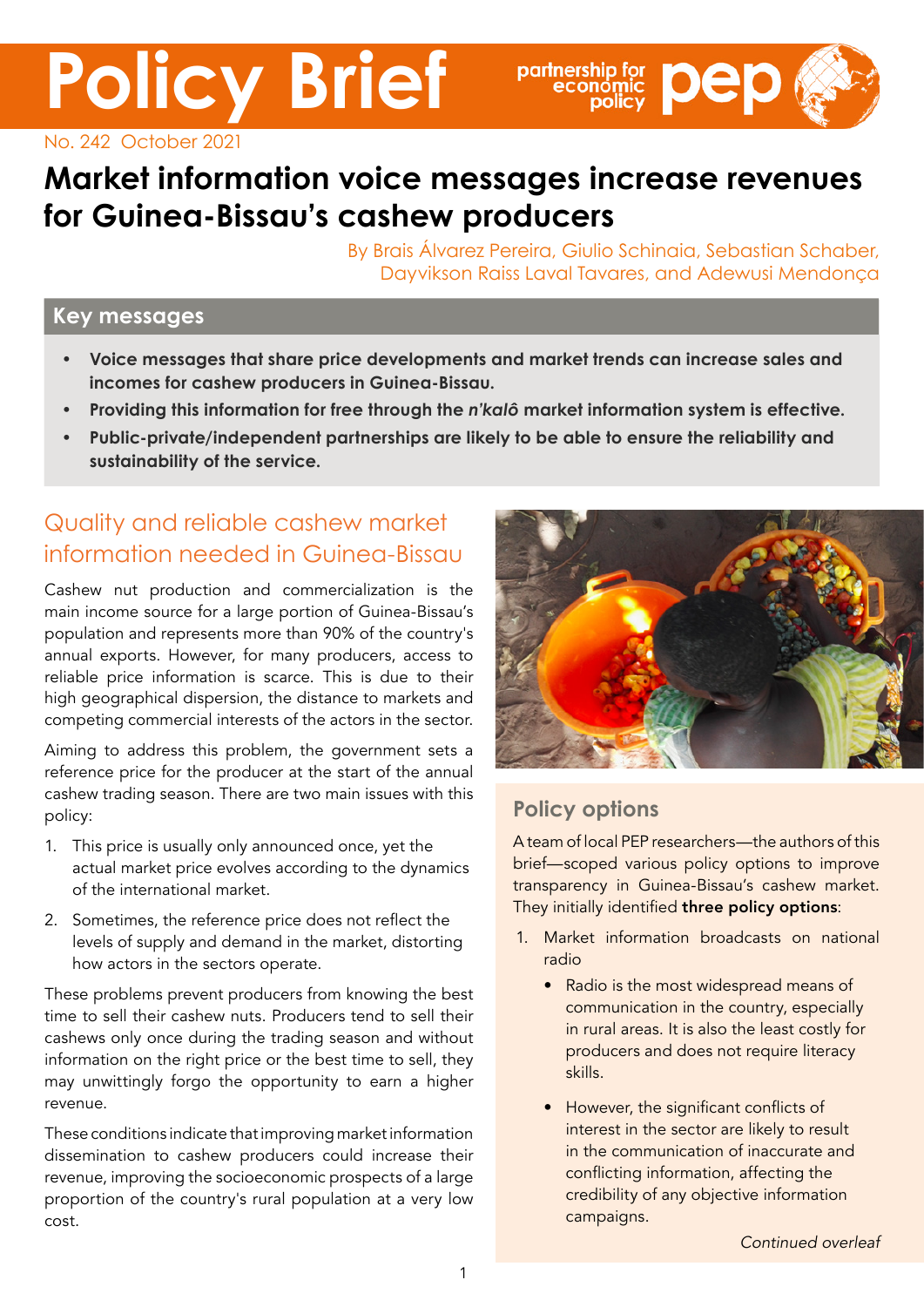# Policy Brief

No. 242 October 2021

# Market information voice messages increase revenues for Guinea-Bissau's cashew producers

By Brais Álvarez Pereira, Giulio Schinaia, Sebastian Schaber, Dayvikson Raiss Laval Tavares, and Adewusi Mendonça

## Key messages

- **Voice messages that share price developments and market trends can increase sales and incomes for cashew producers in Guinea-Bissau.**
- **Providing this information for free through the *n'kalô* market information system is effective.**
- **Public-private/independent partnerships are likely to be able to ensure the reliability and sustainability of the service.**

## Quality and reliable cashew market information needed in Guinea-Bissau

Cashew nut production and commercialization is the main income source for a large portion of Guinea-Bissau's population and represents more than 90% of the country's annual exports. However, for many producers, access to reliable price information is scarce. This is due to their high geographical dispersion, the distance to markets and competing commercial interests of the actors in the sector.

Aiming to address this problem, the government sets a reference price for the producer at the start of the annual cashew trading season. There are two main issues with this policy:

1. This price is usually only announced once, yet the actual market price evolves according to the dynamics of the international market.
2. Sometimes, the reference price does not reflect the levels of supply and demand in the market, distorting how actors in the sectors operate.

These problems prevent producers from knowing the best time to sell their cashew nuts. Producers tend to sell their cashews only once during the trading season and without information on the right price or the best time to sell, they may unwittingly forgo the opportunity to earn a higher revenue.

These conditions indicate that improving market information dissemination to cashew producers could increase their revenue, improving the socioeconomic prospects of a large proportion of the country's rural population at a very low cost.

## Policy options

A team of local PEP researchers—the authors of this brief—scoped various policy options to improve transparency in Guinea-Bissau's cashew market. They initially identified **three policy options**:

1. Market information broadcasts on national radio
   - Radio is the most widespread means of communication in the country, especially in rural areas. It is also the least costly for producers and does not require literacy skills.
   - However, the significant conflicts of interest in the sector are likely to result in the communication of inaccurate and conflicting information, affecting the credibility of any objective information campaigns.

*Continued overleaf*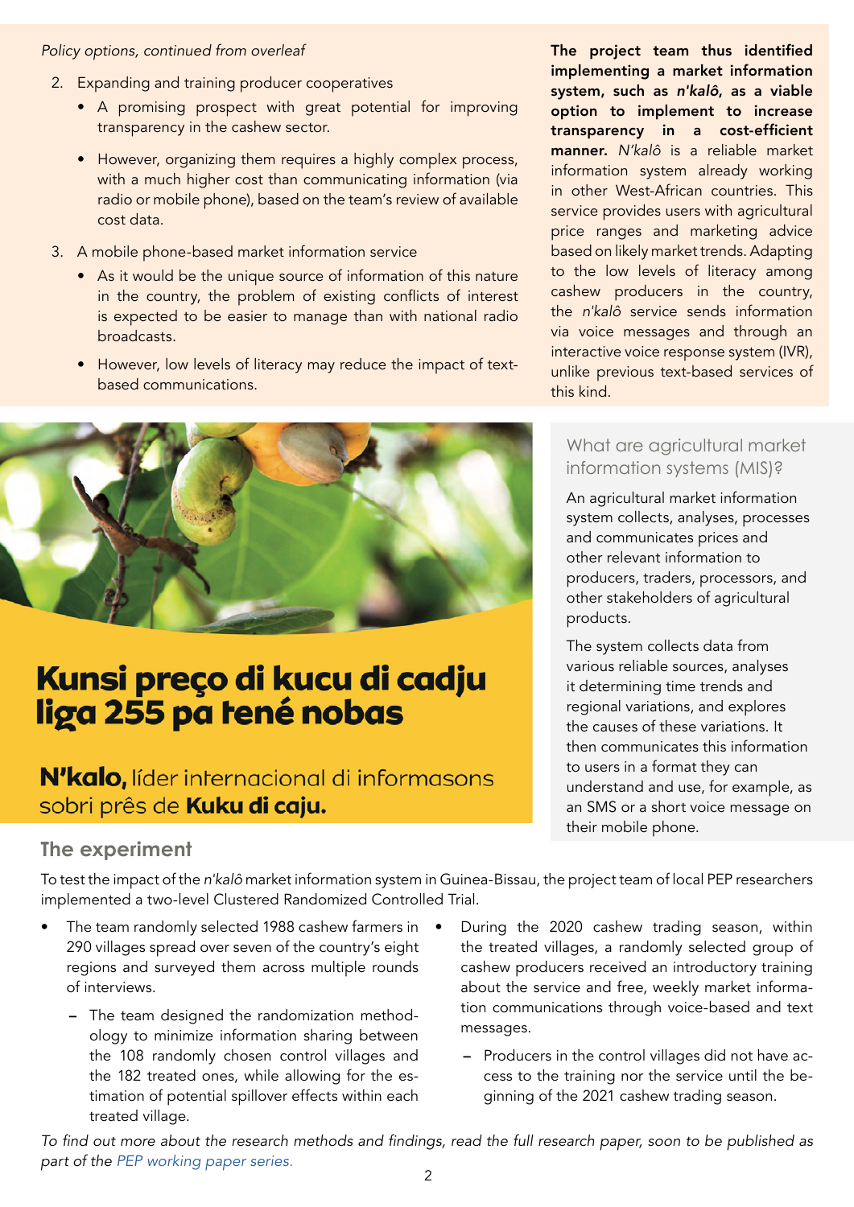*Policy options, continued from overleaf*

2. Expanding and training producer cooperatives
   - A promising prospect with great potential for improving transparency in the cashew sector.
   - However, organizing them requires a highly complex process, with a much higher cost than communicating information (via radio or mobile phone), based on the team's review of available cost data.
3. A mobile phone-based market information service
   - As it would be the unique source of information of this nature in the country, the problem of existing conflicts of interest is expected to be easier to manage than with national radio broadcasts.
   - However, low levels of literacy may reduce the impact of text-based communications.

**The project team thus identified implementing a market information system, such as *n'kalô*, as a viable option to implement to increase transparency in a cost-efficient manner.** *N'kalô* is a reliable market information system already working in other West-African countries. This service provides users with agricultural price ranges and marketing advice based on likely market trends. Adapting to the low levels of literacy among cashew producers in the country, the *n'kalô* service sends information via voice messages and through an interactive voice response system (IVR), unlike previous text-based services of this kind.

**Kunsi preço di kucu di cadju liga 255 pa tené nobas**

**N'kalo,** líder internacional di informasons sobri prês de **Kuku di caju.**

### What are agricultural market information systems (MIS)?

An agricultural market information system collects, analyses, processes and communicates prices and other relevant information to producers, traders, processors, and other stakeholders of agricultural products.

The system collects data from various reliable sources, analyses it determining time trends and regional variations, and explores the causes of these variations. It then communicates this information to users in a format they can understand and use, for example, as an SMS or a short voice message on their mobile phone.

## The experiment

To test the impact of the *n'kalô* market information system in Guinea-Bissau, the project team of local PEP researchers implemented a two-level Clustered Randomized Controlled Trial.

- The team randomly selected 1988 cashew farmers in 290 villages spread over seven of the country's eight regions and surveyed them across multiple rounds of interviews.
  - The team designed the randomization methodology to minimize information sharing between the 108 randomly chosen control villages and the 182 treated ones, while allowing for the estimation of potential spillover effects within each treated village.
- During the 2020 cashew trading season, within the treated villages, a randomly selected group of cashew producers received an introductory training about the service and free, weekly market information communications through voice-based and text messages.
  - Producers in the control villages did not have access to the training nor the service until the beginning of the 2021 cashew trading season.

*To find out more about the research methods and findings, read the full research paper, soon to be published as part of the PEP working paper series.*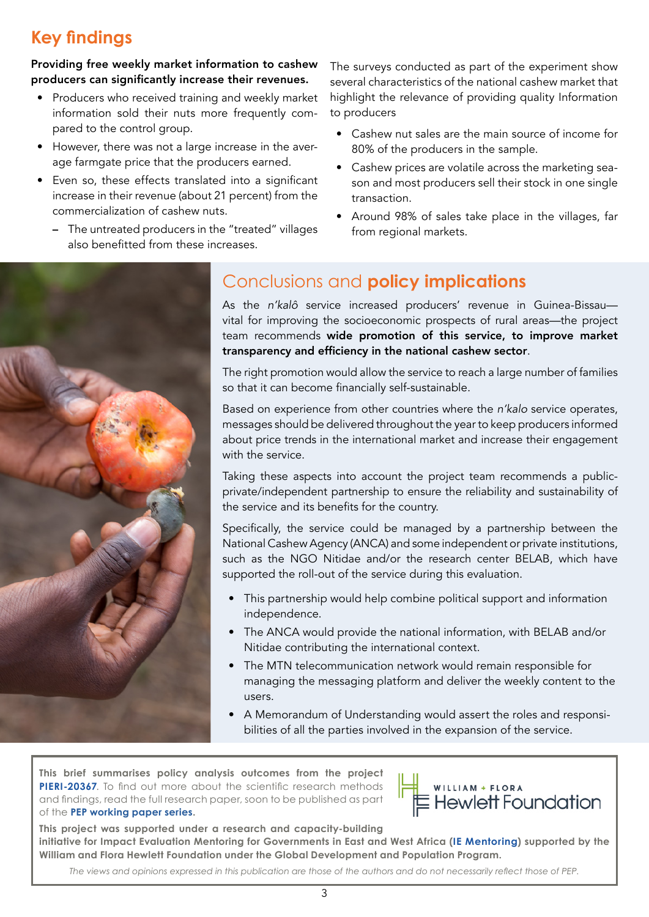## Key findings

**Providing free weekly market information to cashew producers can significantly increase their revenues.**

- Producers who received training and weekly market information sold their nuts more frequently compared to the control group.
- However, there was not a large increase in the average farmgate price that the producers earned.
- Even so, these effects translated into a significant increase in their revenue (about 21 percent) from the commercialization of cashew nuts.
  - The untreated producers in the "treated" villages also benefitted from these increases.

The surveys conducted as part of the experiment show several characteristics of the national cashew market that highlight the relevance of providing quality Information to producers

- Cashew nut sales are the main source of income for 80% of the producers in the sample.
- Cashew prices are volatile across the marketing season and most producers sell their stock in one single transaction.
- Around 98% of sales take place in the villages, far from regional markets.

## Conclusions and **policy implications**

As the *n'kalô* service increased producers' revenue in Guinea-Bissau—vital for improving the socioeconomic prospects of rural areas—the project team recommends **wide promotion of this service, to improve market transparency and efficiency in the national cashew sector**.

The right promotion would allow the service to reach a large number of families so that it can become financially self-sustainable.

Based on experience from other countries where the *n'kalo* service operates, messages should be delivered throughout the year to keep producers informed about price trends in the international market and increase their engagement with the service.

Taking these aspects into account the project team recommends a public-private/independent partnership to ensure the reliability and sustainability of the service and its benefits for the country.

Specifically, the service could be managed by a partnership between the National Cashew Agency (ANCA) and some independent or private institutions, such as the NGO Nitidae and/or the research center BELAB, which have supported the roll-out of the service during this evaluation.

- This partnership would help combine political support and information independence.
- The ANCA would provide the national information, with BELAB and/or Nitidae contributing the international context.
- The MTN telecommunication network would remain responsible for managing the messaging platform and deliver the weekly content to the users.
- A Memorandum of Understanding would assert the roles and responsibilities of all the parties involved in the expansion of the service.

**This brief summarises policy analysis outcomes from the project PIERI-20367**. To find out more about the scientific research methods and findings, read the full research paper, soon to be published as part of the **PEP working paper series**.

WILLIAM + FLORA Hewlett Foundation

**This project was supported under a research and capacity-building initiative for Impact Evaluation Mentoring for Governments in East and West Africa (IE Mentoring) supported by the William and Flora Hewlett Foundation under the Global Development and Population Program.**

*The views and opinions expressed in this publication are those of the authors and do not necessarily reflect those of PEP.*